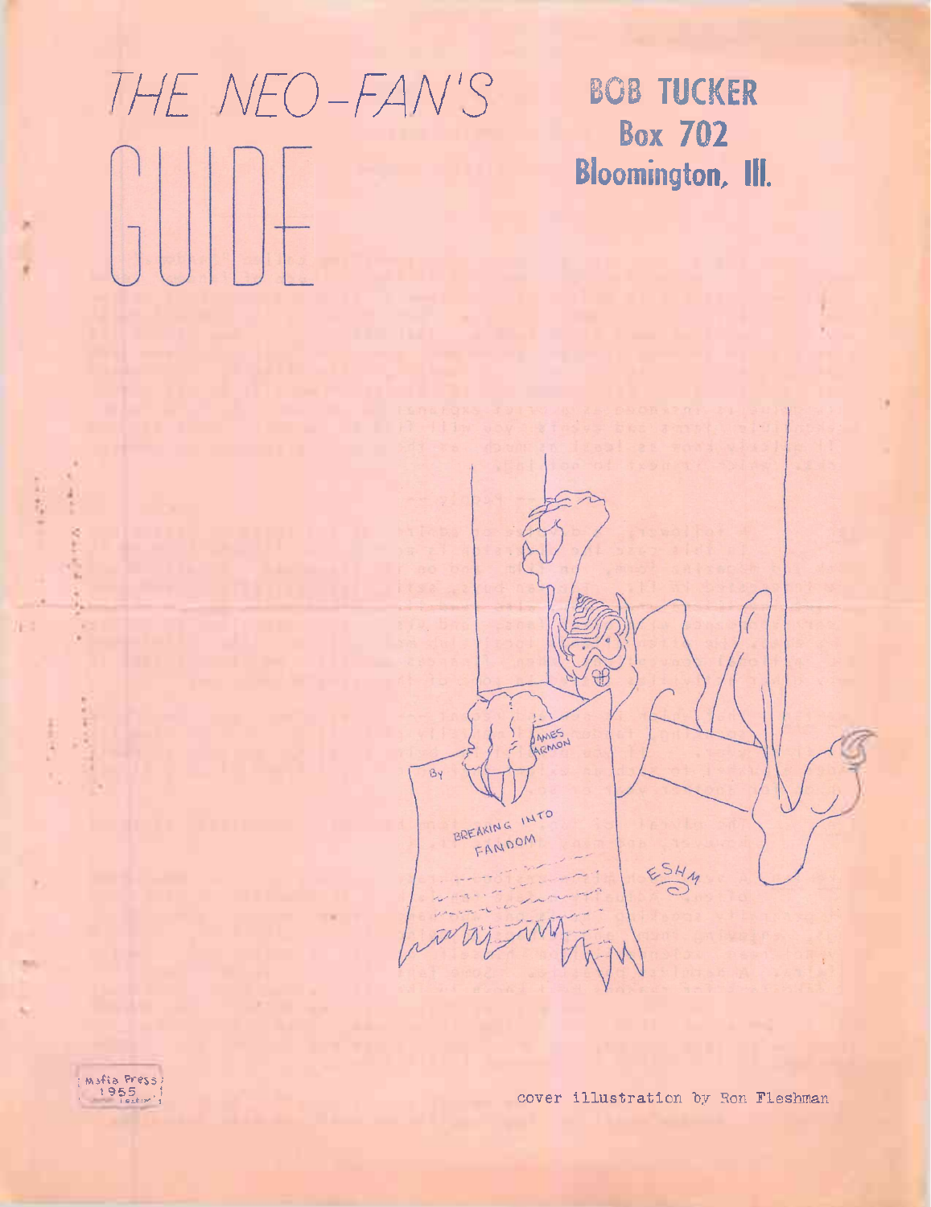# THE NEO-FAN'S GUIDE

**BOB TUCKER**
**Box 702**
**Bloomington, Ill.**

cover illustration by Ron Fleshman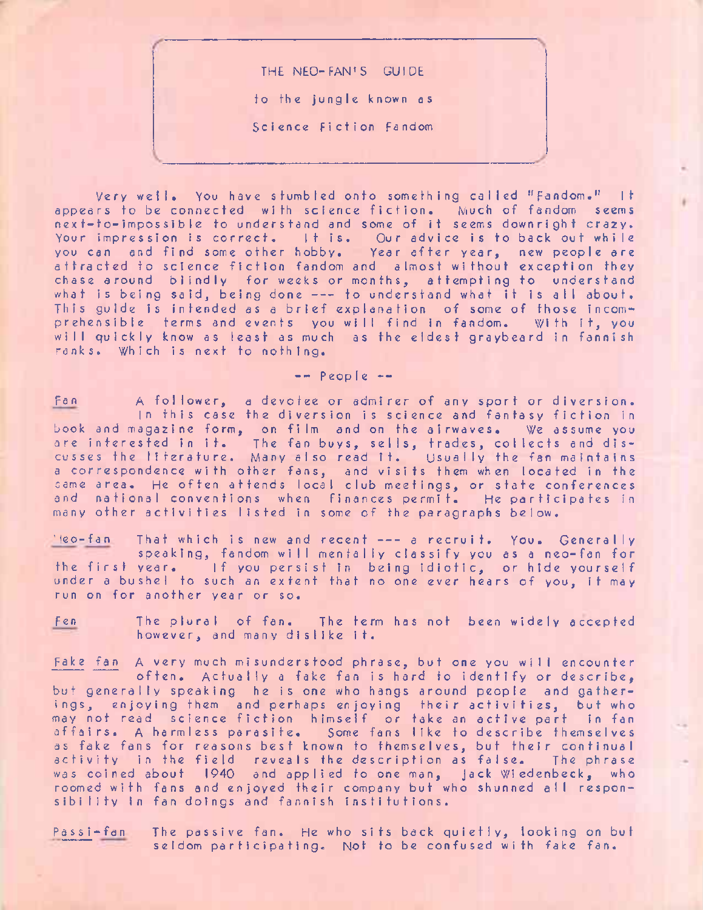# THE NEO-FAN'S GUIDE

to the jungle known as

Science Fiction Fandom

Very well. You have stumbled onto something called "Fandom." It appears to be connected with science fiction. Much of fandom seems next-to-impossible to understand and some of it seems downright crazy. Your impression is correct. It is. Our advice is to back out while you can and find some other hobby. Year after year, new people are attracted to science fiction fandom and almost without exception they chase around blindly for weeks or months, attempting to understand what is being said, being done --- to understand what it is all about. This guide is intended as a brief explanation of some of those incomprehensible terms and events you will find in fandom. With it, you will quickly know as least as much as the eldest graybeard in fannish ranks. Which is next to nothing.

## -- People --

**Fan** A follower, a devotee or admirer of any sport or diversion. In this case the diversion is science and fantasy fiction in book and magazine form, on film and on the airwaves. We assume you are interested in it. The fan buys, sells, trades, collects and discusses the literature. Many also read it. Usually the fan maintains a correspondence with other fans, and visits them when located in the same area. He often attends local club meetings, or state conferences and national conventions when finances permit. He participates in many other activities listed in some of the paragraphs below.

**Neo-fan** That which is new and recent --- a recruit. You. Generally speaking, fandom will mentally classify you as a neo-fan for the first year. If you persist in being idiotic, or hide yourself under a bushel to such an extent that no one ever hears of you, it may run on for another year or so.

**Fen** The plural of fan. The term has not been widely accepted however, and many dislike it.

**Fake fan** A very much misunderstood phrase, but one you will encounter often. Actually a fake fan is hard to identify or describe, but generally speaking he is one who hangs around people and gatherings, enjoying them and perhaps enjoying their activities, but who may not read science fiction himself or take an active part in fan affairs. A harmless parasite. Some fans like to describe themselves as fake fans for reasons best known to themselves, but their continual activity in the field reveals the description as false. The phrase was coined about 1940 and applied to one man, Jack Wiedenbeck, who roomed with fans and enjoyed their company but who shunned all responsibility in fan doings and fannish institutions.

**Passi-fan** The passive fan. He who sits back quietly, looking on but seldom participating. Not to be confused with fake fan.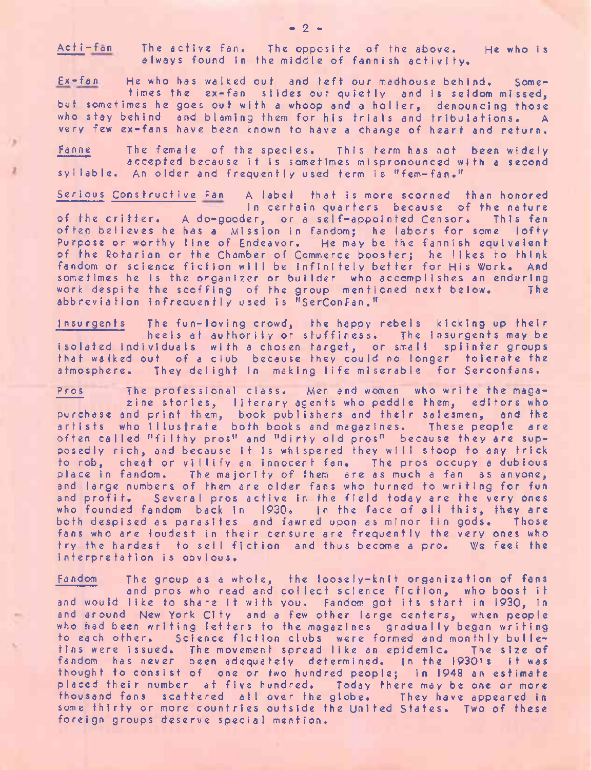**Acti-fan** The active fan. The opposite of the above. He who is always found in the middle of fannish activity.

**Ex-fan** He who has walked out and left our madhouse behind. Sometimes the ex-fan slides out quietly and is seldom missed, but sometimes he goes out with a whoop and a holler, denouncing those who stay behind and blaming them for his trials and tribulations. A very few ex-fans have been known to have a change of heart and return.

**Fanne** The female of the species. This term has not been widely accepted because it is sometimes mispronounced with a second syllable. An older and frequently used term is "fem-fan."

**Serious Constructive Fan** A label that is more scorned than honored in certain quarters because of the nature of the critter. A do-gooder, or a self-appointed Censor. This fan often believes he has a Mission in fandom; he labors for some lofty Purpose or worthy line of Endeavor. He may be the fannish equivalent of the Rotarian or the Chamber of Commerce booster; he likes to think fandom or science fiction will be infinitely better for His Work. And sometimes he is the organizer or builder who accomplishes an enduring work despite the scoffing of the group mentioned next below. The abbreviation infrequently used is "SerConFan."

**Insurgents** The fun-loving crowd, the happy rebels kicking up their heels at authority or stuffiness. The Insurgents may be isolated individuals with a chosen target, or small splinter groups that walked out of a club because they could no longer tolerate the atmosphere. They delight in making life miserable for Serconfans.

**Pros** The professional class. Men and women who write the magazine stories, literary agents who peddle them, editors who purchase and print them, book publishers and their salesmen, and the artists who illustrate both books and magazines. These people are often called "filthy pros" and "dirty old pros" because they are supposedly rich, and because it is whispered they will stoop to any trick to rob, cheat or villify an innocent fan. The pros occupy a dubious place in fandom. The majority of them are as much a fan as anyone, and large numbers of them are older fans who turned to writing for fun and profit. Several pros active in the field today are the very ones who founded fandom back in 1930. In the face of all this, they are both despised as parasites and fawned upon as minor tin gods. Those fans who are loudest in their censure are frequently the very ones who try the hardest to sell fiction and thus become a pro. We feel the interpretation is obvious.

**Fandom** The group as a whole, the loosely-knit organization of fans and pros who read and collect science fiction, who boost it and would like to share it with you. Fandom got its start in 1930, in and around New York City and a few other large centers, when people who had been writing letters to the magazines gradually began writing to each other. Science fiction clubs were formed and monthly bulletins were issued. The movement spread like an epidemic. The size of fandom has never been adequately determined. In the 1930's it was thought to consist of one or two hundred people; in 1948 an estimate placed their number at five hundred. Today there may be one or more thousand fans scattered all over the globe. They have appeared in some thirty or more countries outside the United States. Two of these foreign groups deserve special mention.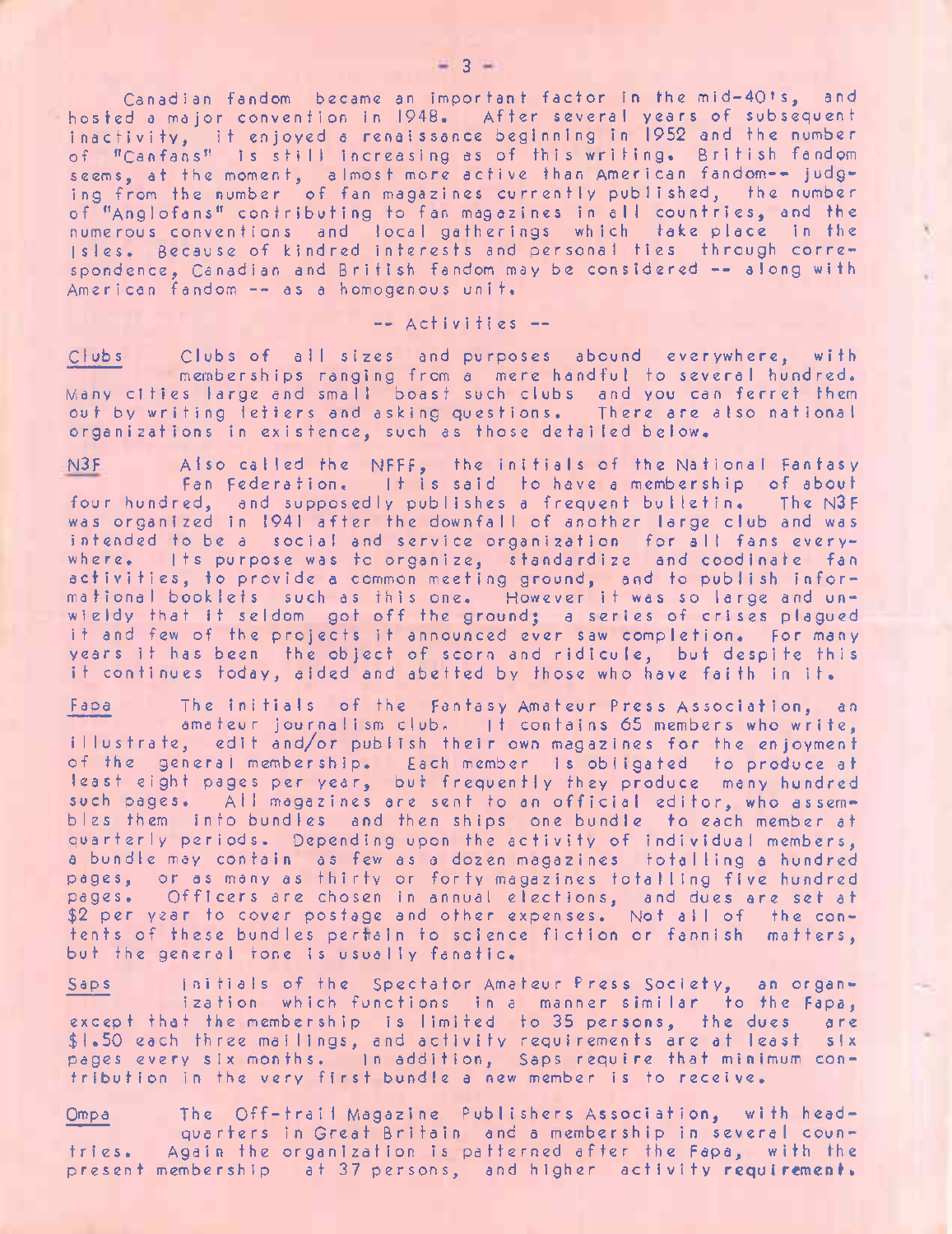Canadian fandom became an important factor in the mid-40's, and hosted a major convention in 1948. After several years of subsequent inactivity, it enjoyed a renaissance beginning in 1952 and the number of "Canfans" is still increasing as of this writing. British fandom seems, at the moment, almost more active than American fandom-- judging from the number of fan magazines currently published, the number of "Anglofans" contributing to fan magazines in all countries, and the numerous conventions and local gatherings which take place in the Isles. Because of kindred interests and personal ties through correspondence, Canadian and British fandom may be considered -- along with American fandom -- as a homogenous unit.

## -- Activities --

<u>Clubs</u> Clubs of all sizes and purposes abound everywhere, with memberships ranging from a mere handful to several hundred. Many cities large and small boast such clubs and you can ferret them out by writing letters and asking questions. There are also national organizations in existence, such as those detailed below.

<u>N3F</u> Also called the NFFF, the initials of the National Fantasy Fan Federation. It is said to have a membership of about four hundred, and supposedly publishes a frequent bulletin. The N3F was organized in 1941 after the downfall of another large club and was intended to be a social and service organization for all fans everywhere. Its purpose was to organize, standardize and coodinate fan activities, to provide a common meeting ground, and to publish informational booklets such as this one. However it was so large and unwieldy that it seldom got off the ground; a series of crises plagued it and few of the projects it announced ever saw completion. For many years it has been the object of scorn and ridicule, but despite this it continues today, aided and abetted by those who have faith in it.

<u>Fapa</u> The initials of the Fantasy Amateur Press Association, an amateur journalism club. It contains 65 members who write, illustrate, edit and/or publish their own magazines for the enjoyment of the general membership. Each member is obligated to produce at least eight pages per year, but frequently they produce many hundred such pages. All magazines are sent to an official editor, who assembles them into bundles and then ships one bundle to each member at quarterly periods. Depending upon the activity of individual members, a bundle may contain as few as a dozen magazines totalling a hundred pages, or as many as thirty or forty magazines totalling five hundred pages. Officers are chosen in annual elections, and dues are set at $2 per year to cover postage and other expenses. Not all of the contents of these bundles pertain to science fiction or fannish matters, but the general tone is usually fanatic.

<u>Saps</u> initials of the Spectator Amateur Press Society, an organization which functions in a manner similar to the Fapa, except that the membership is limited to 35 persons, the dues are $1.50 each three mailings, and activity requirements are at least six pages every six months. In addition, Saps require that minimum contribution in the very first bundle a new member is to receive.

<u>Ompa</u> The Off-trail Magazine Publishers Association, with headquarters in Great Britain and a membership in several countries. Again the organization is patterned after the Fapa, with the present membership at 37 persons, and higher activity requirement.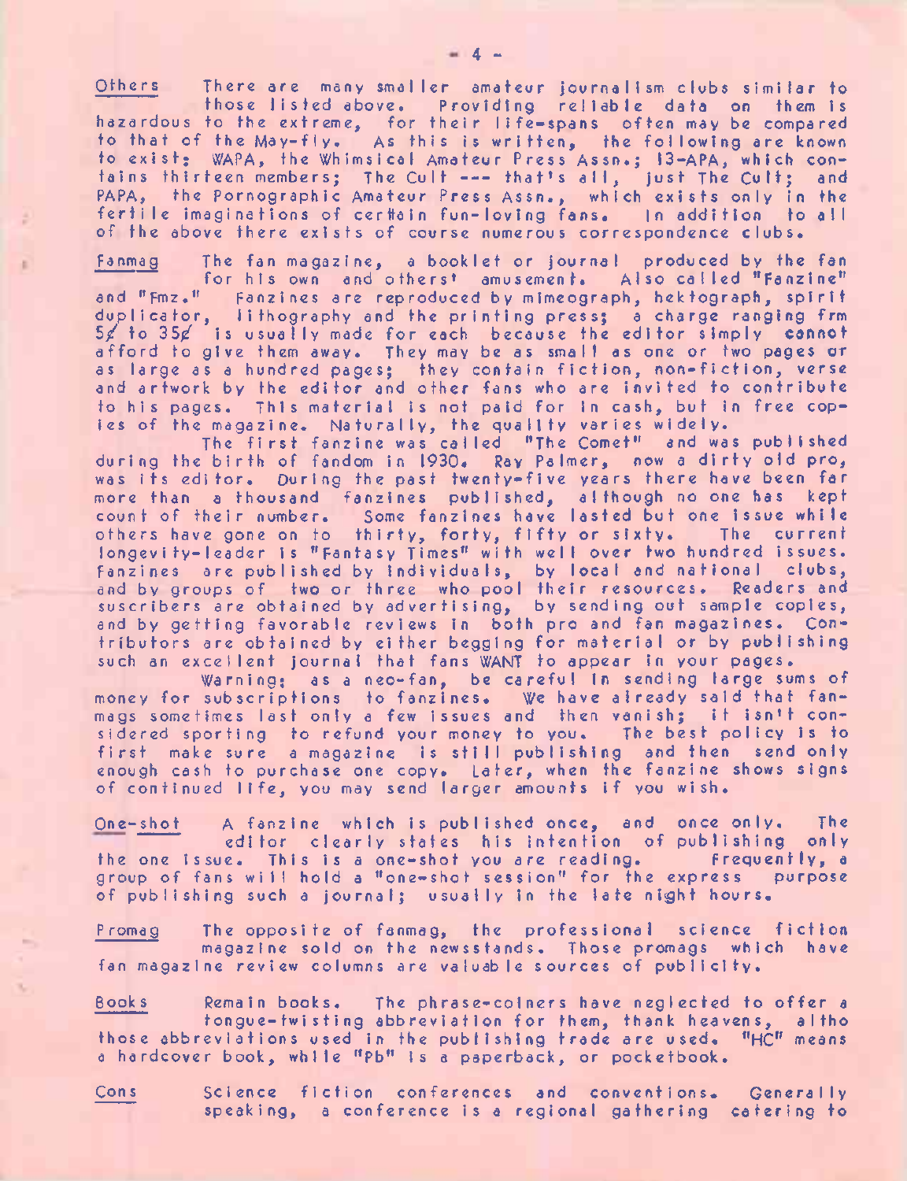**Others** There are many smaller amateur journalism clubs similar to those listed above. Providing reliable data on them is hazardous to the extreme, for their life-spans often may be compared to that of the May-fly. As this is written, the following are known to exist: WAPA, the Whimsical Amateur Press Assn.; 13-APA, which contains thirteen members; The Cult --- that's all, just The Cult; and PAPA, the Pornographic Amateur Press Assn., which exists only in the fertile imaginations of certain fun-loving fans. In addition to all of the above there exists of course numerous correspondence clubs.

**Fanmag** The fan magazine, a booklet or journal produced by the fan for his own and others' amusement. Also called "Fanzine" and "Fmz." Fanzines are reproduced by mimeograph, hektograph, spirit duplicator, lithography and the printing press; a charge ranging frm 5¢ to 35¢ is usually made for each because the editor simply connot afford to give them away. They may be as small as one or two pages or as large as a hundred pages; they contain fiction, non-fiction, verse and artwork by the editor and other fans who are invited to contribute to his pages. This material is not paid for in cash, but in free copies of the magazine. Naturally, the quality varies widely.

The first fanzine was called "The Comet" and was published during the birth of fandom in 1930. Ray Palmer, now a dirty old pro, was its editor. During the past twenty-five years there have been far more than a thousand fanzines published, although no one has kept count of their number. Some fanzines have lasted but one issue while others have gone on to thirty, forty, fifty or sixty. The current longevity-leader is "Fantasy Times" with well over two hundred issues. Fanzines are published by individuals, by local and national clubs, and by groups of two or three who pool their resources. Readers and suscribers are obtained by advertising, by sending out sample copies, and by getting favorable reviews in both pro and fan magazines. Contributors are obtained by either begging for material or by publishing such an excellent journal that fans WANT to appear in your pages.

Warning: as a neo-fan, be careful in sending large sums of money for subscriptions to fanzines. We have already said that fanmags sometimes last only a few issues and then vanish; it isn't considered sporting to refund your money to you. The best policy is to first make sure a magazine is still publishing and then send only enough cash to purchase one copy. Later, when the fanzine shows signs of continued life, you may send larger amounts if you wish.

**One-shot** A fanzine which is published once, and once only. The editor clearly states his intention of publishing only the one issue. This is a one-shot you are reading. Frequently, a group of fans will hold a "one-shot session" for the express purpose of publishing such a journal; usually in the late night hours.

**Promag** The opposite of fanmag, the professional science fiction magazine sold on the newsstands. Those promags which have fan magazine review columns are valuable sources of publicity.

**Books** Remain books. The phrase-coiners have neglected to offer a tongue-twisting abbreviation for them, thank heavens, altho those abbreviations used in the publishing trade are used. "HC" means a hardcover book, while "Pb" is a paperback, or pocketbook.

**Cons** Science fiction conferences and conventions. Generally speaking, a conference is a regional gathering catering to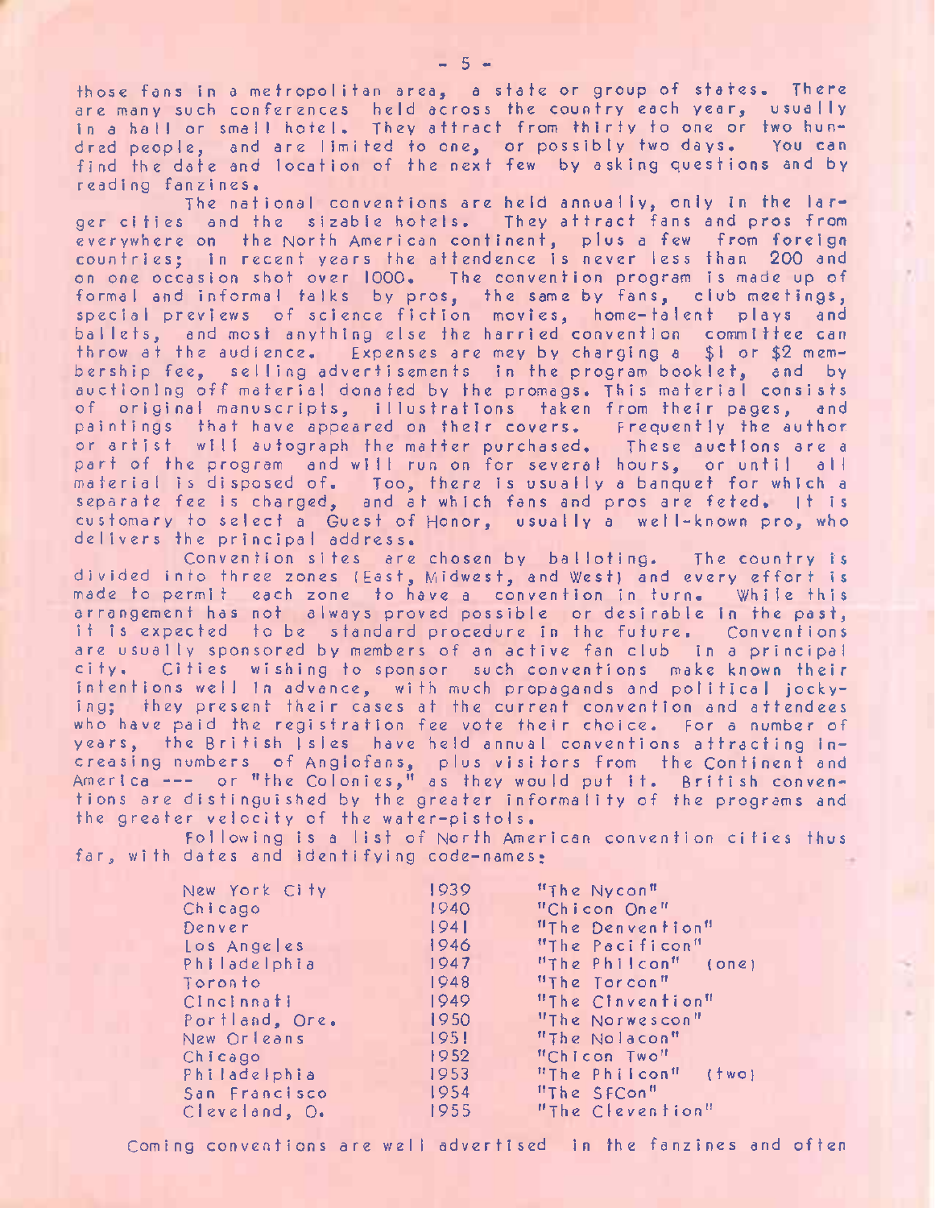those fans in a metropolitan area, a state or group of states. There are many such conferences held across the country each year, usually in a hall or small hotel. They attract from thirty to one or two hundred people, and are limited to one, or possibly two days. You can find the date and location of the next few by asking questions and by reading fanzines.

The national conventions are held annually, only in the larger cities and the sizable hotels. They attract fans and pros from everywhere on the North American continent, plus a few from foreign countries; in recent years the attendence is never less than 200 and on one occasion shot over 1000. The convention program is made up of formal and informal talks by pros, the same by fans, club meetings, special previews of science fiction movies, home-talent plays and ballets, and most anything else the harried convention committee can throw at the audience. Expenses are mey by charging a $1 or $2 membership fee, selling advertisements in the program booklet, and by auctioning off material donated by the promags. This material consists of original manuscripts, illustrations taken from their pages, and paintings that have appeared on their covers. Frequently the author or artist will autograph the matter purchased. These auctions are a part of the program and will run on for several hours, or until all material is disposed of. Too, there is usually a banquet for which a separate fee is charged, and at which fans and pros are feted. It is customary to select a Guest of Honor, usually a well-known pro, who delivers the principal address.

Convention sites are chosen by balloting. The country is divided into three zones (East, Midwest, and West) and every effort is made to permit each zone to have a convention in turn. While this arrangement has not always proved possible or desirable in the past, it is expected to be standard procedure in the future. Conventions are usually sponsored by members of an active fan club in a principal city. Cities wishing to sponsor such conventions make known their intentions well in advance, with much propagands and political jockying; they present their cases at the current convention and attendees who have paid the registration fee vote their choice. For a number of years, the British Isles have held annual conventions attracting increasing numbers of Anglofans, plus visitors from the Continent and America --- or "the Colonies," as they would put it. British conventions are distinguished by the greater informality of the programs and the greater velocity of the water-pistols.

Following is a list of North American convention cities thus far, with dates and identifying code-names:

| | | |
|---|---|---|
| New York City | 1939 | "The Nycon" |
| Chicago | 1940 | "Chicon One" |
| Denver | 1941 | "The Denvention" |
| Los Angeles | 1946 | "The Pacificon" |
| Philadelphia | 1947 | "The Philcon" (one) |
| Toronto | 1948 | "The Torcon" |
| Cincinnati | 1949 | "The Cinvention" |
| Portland, Ore. | 1950 | "The Norwescon" |
| New Orleans | 1951 | "The Nolacon" |
| Chicago | 1952 | "Chicon Two" |
| Philadelphia | 1953 | "The Philcon" (two) |
| San Francisco | 1954 | "The SFCon" |
| Cleveland, O. | 1955 | "The Clevention" |

Coming conventions are well advertised in the fanzines and often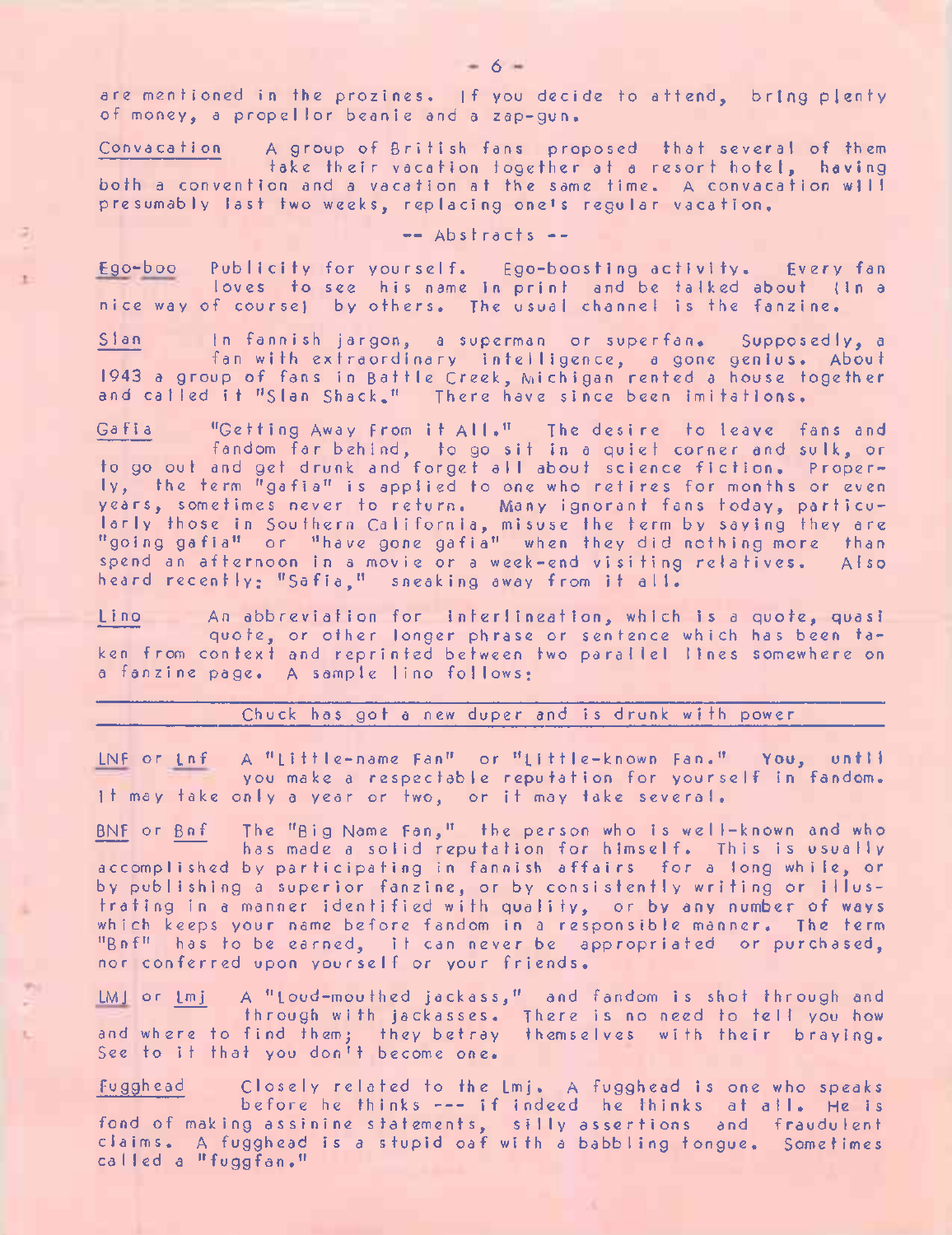are mentioned in the prozines. If you decide to attend, bring plenty of money, a propellor beanie and a zap-gun.

<u>Convacation</u> A group of British fans proposed that several of them take their vacation together at a resort hotel, having both a convention and a vacation at the same time. A convacation will presumably last two weeks, replacing one's regular vacation.

-- Abstracts --

<u>Ego-boo</u> Publicity for yourself. Ego-boosting activity. Every fan loves to see his name in print and be talked about (in a nice way of course) by others. The usual channel is the fanzine.

<u>Slan</u> In fannish jargon, a superman or superfan. Supposedly, a fan with extraordinary intelligence, a gone genius. About 1943 a group of fans in Battle Creek, Michigan rented a house together and called it "Slan Shack." There have since been imitations.

<u>Gafia</u> "Getting Away From it All." The desire to leave fans and fandom far behind, to go sit in a quiet corner and sulk, or to go out and get drunk and forget all about science fiction. Properly, the term "gafia" is applied to one who retires for months or even years, sometimes never to return. Many ignorant fans today, particularly those in Southern California, misuse the term by saying they are "going gafia" or "have gone gafia" when they did nothing more than spend an afternoon in a movie or a week-end visiting relatives. Also heard recently: "Safia," sneaking away from it all.

<u>Lino</u> An abbreviation for interlineation, which is a quote, quasi quote, or other longer phrase or sentence which has been taken from context and reprinted between two parallel lines somewhere on a fanzine page. A sample lino follows:

---

Chuck has got a new duper and is drunk with power

---

<u>LNF</u> or <u>Lnf</u> A "Little-name Fan" or "Little-known Fan." You, until you make a respectable reputation for yourself in fandom. It may take only a year or two, or it may take several.

<u>BNF</u> or <u>Bnf</u> The "Big Name Fan," the person who is well-known and who has made a solid reputation for himself. This is usually accomplished by participating in fannish affairs for a long while, or by publishing a superior fanzine, or by consistently writing or illustrating in a manner identified with quality, or by any number of ways which keeps your name before fandom in a responsible manner. The term "Bnf" has to be earned, it can never be appropriated or purchased, nor conferred upon yourself or your friends.

<u>LMJ</u> or <u>Lmj</u> A "Loud-mouthed jackass," and fandom is shot through and through with jackasses. There is no need to tell you how and where to find them; they betray themselves with their braying. See to it that you don't become one.

<u>Fugghead</u> Closely related to the Lmj. A fugghead is one who speaks before he thinks --- if indeed he thinks at all. He is fond of making assinine statements, silly assertions and fraudulent claims. A fugghead is a stupid oaf with a babbling tongue. Sometimes called a "fuggfan."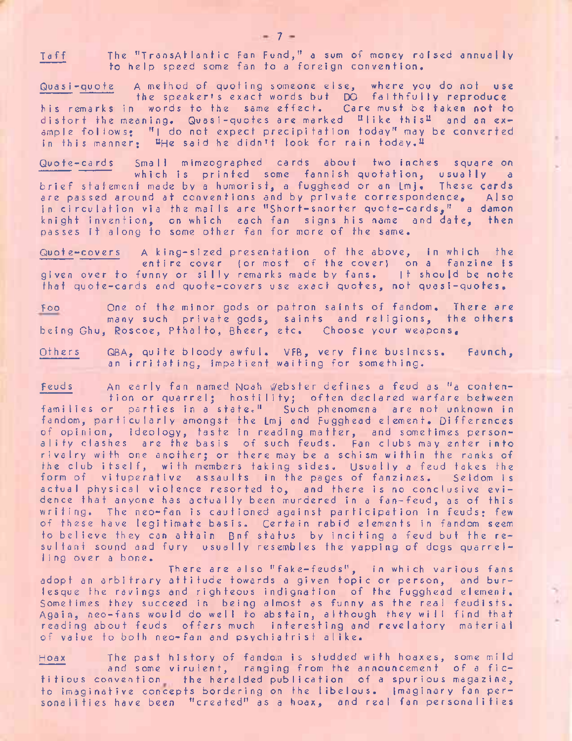**Taff** The "TransAtlantic Fan Fund," a sum of money raised annually to help speed some fan to a foreign convention.

**Quasi-quote** A method of quoting someone else, where you do not use the speaker's exact words but DO faithfully reproduce his remarks in words to the same effect. Care must be taken not to distort the meaning. Quasi-quotes are marked "like this" and an example follows: "I do not expect precipitation today" may be converted in this manner: "He said he didn't look for rain today."

**Quote-cards** Small mimeographed cards about two inches square on which is printed some fannish quotation, usually a brief statement made by a humorist, a fugghead or an Lmj. These cards are passed around at conventions and by private correspondence. Also in circulation via the mails are "Short-snorter quote-cards," a damon knight invention, on which each fan signs his name and date, then passes it along to some other fan for more of the same.

**Quote-covers** A king-sized presentation of the above, in which the entire cover (or most of the cover) on a fanzine is given over to funny or silly remarks made by fans. It should be note that quote-cards and quote-covers use exact quotes, not quasi-quotes.

**Foo** One of the minor gods or patron saints of fandom. There are many such private gods, saints and religions, the others being Ghu, Roscoe, Pthalto, Bheer, etc. Choose your weapons.

**Others** QBA, quite bloody awful. VFB, very fine business. Faunch, an irritating, impatient waiting for something.

**Feuds** An early fan named Noah Webster defines a feud as "a contention or quarrel; hostility; often declared warfare between families or parties in a state." Such phenomena are not unknown in fandom, particularly amongst the Lmj and Fugghead element. Differences of opinion, ideology, taste in reading matter, and sometimes personality clashes are the basis of such feuds. Fan clubs may enter into rivalry with one another; or there may be a schism within the ranks of the club itself, with members taking sides. Usually a feud takes the form of vituperative assaults in the pages of fanzines. Seldom is actual physical violence resorted to, and there is no conclusive evidence that anyone has actually been murdered in a fan-feud, as of this writing. The neo-fan is cautioned against participation in feuds: few of these have legitimate basis. Certain rabid elements in fandom seem to believe they can attain Bnf status by inciting a feud but the resultant sound and fury usually resembles the yapping of dogs quarrelling over a bone.

There are also "fake-feuds", in which various fans adopt an arbitrary attitude towards a given topic or person, and burlesque the ravings and righteous indignation of the Fugghead element. Sometimes they succeed in being almost as funny as the real feudists. Again, neo-fans would do well to abstain, although they will find that reading about feuds offers much interesting and revelatory material of value to both neo-fan and psychiatrist alike.

**Hoax** The past history of fandom is studded with hoaxes, some mild and some virulent, ranging from the announcement of a fictitious convention, the heralded publication of a spurious magazine, to imaginative concepts bordering on the libelous. Imaginary fan personalities have been "created" as a hoax, and real fan personalities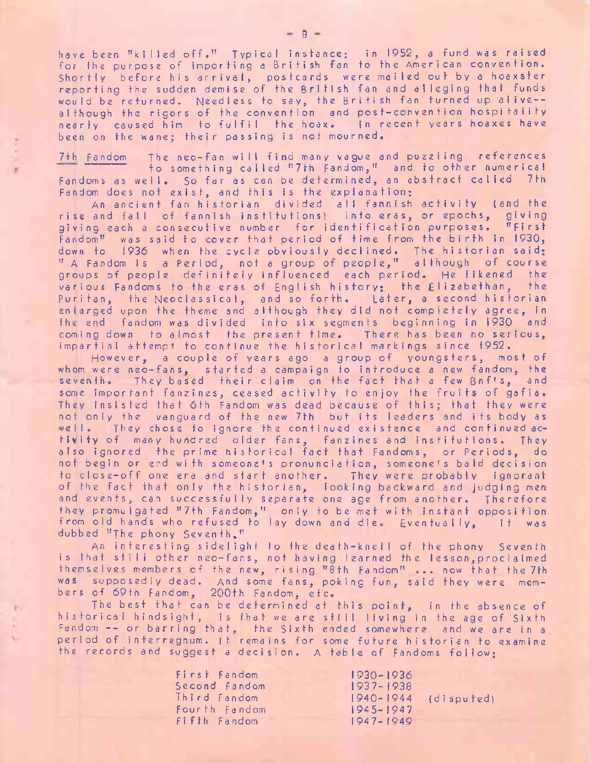have been "killed off." Typical instance: in 1952, a fund was raised for the purpose of importing a British fan to the American convention. Shortly before his arrival, postcards were mailed out by a hoaxster reporting the sudden demise of the British fan and alleging that funds would be returned. Needless to say, the British fan turned up alive--although the rigors of the convention and post-convention hospitality nearly caused him to fulfil the hoax. In recent years hoaxes have been on the wane; their passing is not mourned.

__7th Fandom__ The neo-fan will find many vague and puzzling references to something called "7th Fandom," and to other numerical Fandoms as well. So far as can be determined, an abstract called 7th Fandom does not exist, and this is the explanation:

An ancient fan historian divided all fannish activity (and the rise and fall of fannish institutions) into eras, or epochs, giving giving each a consecutive number for identification purposes. "First Fandom" was said to cover that period of time from the birth in 1930, down to 1936 when the cycle obviously declined. The historian said: " A Fandom is a Period, not a group of people," although of course groups of people definitely influenced each period. He likened the various Fandoms to the eras of English history: the Elizabethan, the Puritan, the Neoclassical, and so forth. Later, a second historian enlarged upon the theme and although they did not completely agree, in the end fandom was divided into six segments beginning in 1930 and coming down to almost the present time. There has been no serious, impartial attempt to continue the historical markings since 1952.

However, a couple of years ago a group of youngsters, most of whom were neo-fans, started a campaign to introduce a new fandom, the seventh. They based their claim on the fact that a few Bnf's, and some important fanzines, ceased activity to enjoy the fruits of gafia. They insisted that 6th Fandom was dead because of this; that they were not only the vanguard of the new 7th but its leaders and its body as well. They chose to ignore the continued existence and continued activity of many hundred older fans, fanzines and institutions. They also ignored the prime historical fact that Fandoms, or Periods, do not begin or end with someone's pronunciation, someone's bald decision to close-off one era and start another. They were probably ignorant of the fact that only the historian, looking backward and judging men and events, can successfully separate one age from another. Therefore they promulgated "7th Fandom," only to be met with instant opposition from old hands who refused to lay down and die. Eventually, it was dubbed "The phony Seventh."

An interesting sidelight to the death-knell of the phony Seventh is that still other neo-fans, not having learned the lesson,proclaimed themselves members of the new, rising "8th Fandom" ... now that the 7th was supposedly dead. And some fans, poking fun, said they were members of 69th Fandom, 200th Fandom, etc.

The best that can be determined at this point, in the absence of historical hindsight, is that we are still living in the age of Sixth Fandom -- or barring that, the Sixth ended somewhere and we are in a period of interregnum. It remains for some future historian to examine the records and suggest a decision. A table of Fandoms follow:

| | | |
|---|---|---|
| First Fandom | 1930-1936 | |
| Second Fandom | 1937-1938 | |
| Third Fandom | 1940-1944 | (disputed) |
| Fourth Fandom | 1945-1947 | |
| Fifth Fandom | 1947-1949 | |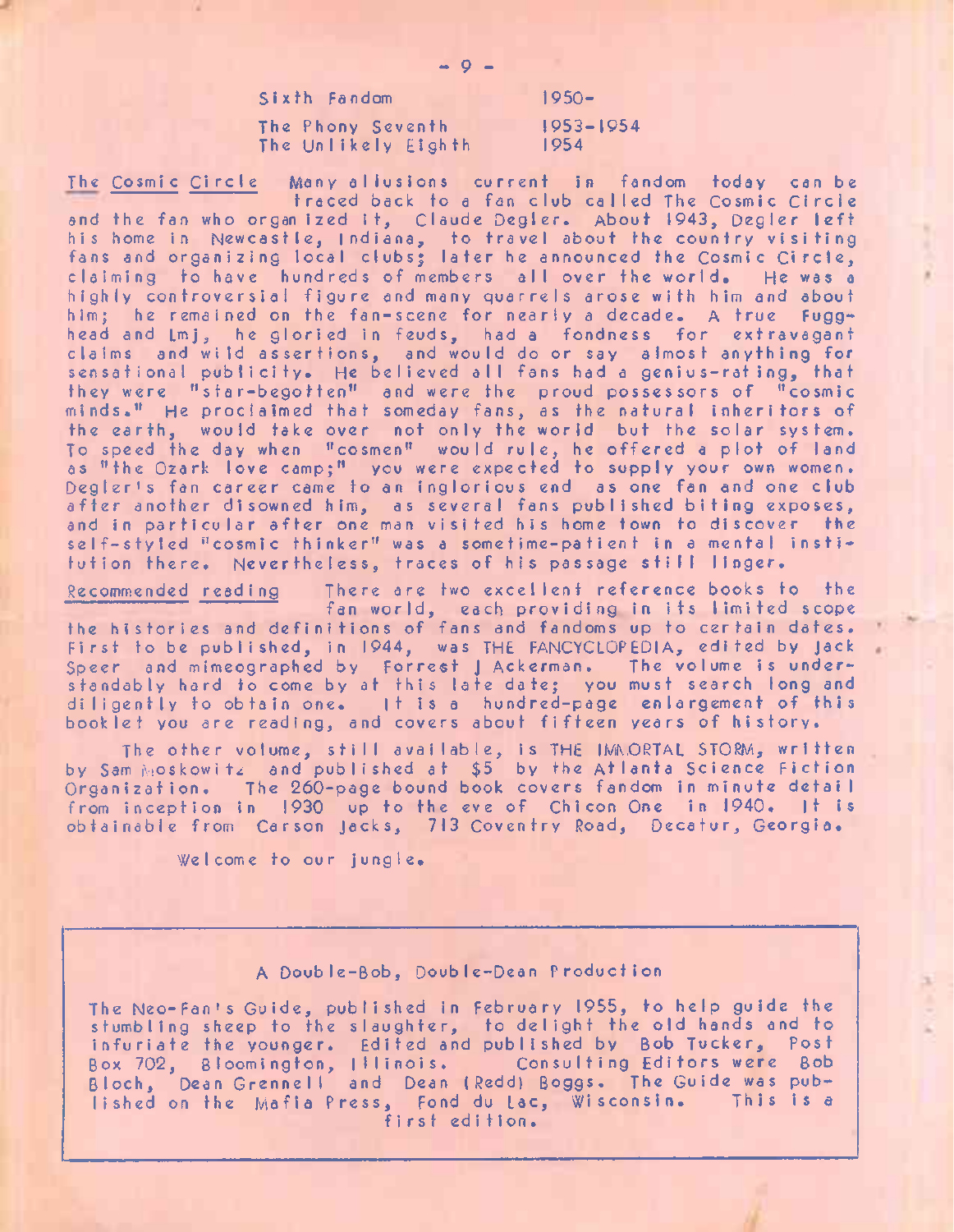| | |
|---|---|
| Sixth Fandom | 1950- |
| The Phony Seventh | 1953-1954 |
| The Unlikely Eighth | 1954 |

<u>The Cosmic Circle</u> Many allusions current in fandom today can be traced back to a fan club called The Cosmic Circle and the fan who organized it, Claude Degler. About 1943, Degler left his home in Newcastle, Indiana, to travel about the country visiting fans and organizing local clubs; later he announced the Cosmic Circle, claiming to have hundreds of members all over the world. He was a highly controversial figure and many quarrels arose with him and about him; he remained on the fan-scene for nearly a decade. A true Fugghead and Lmj, he gloried in feuds, had a fondness for extravagant claims and wild assertions, and would do or say almost anything for sensational publicity. He believed all fans had a genius-rating, that they were "star-begotten" and were the proud possessors of "cosmic minds." He proclaimed that someday fans, as the natural inheritors of the earth, would take over not only the world but the solar system. To speed the day when "cosmen" would rule, he offered a plot of land as "the Ozark love camp;" you were expected to supply your own women. Degler's fan career came to an inglorious end as one fan and one club after another disowned him, as several fans published biting exposes, and in particular after one man visited his home town to discover the self-styled "cosmic thinker" was a sometime-patient in a mental institution there. Nevertheless, traces of his passage still linger.

<u>Recommended reading</u> There are two excellent reference books to the fan world, each providing in its limited scope the histories and definitions of fans and fandoms up to certain dates. First to be published, in 1944, was THE FANCYCLOPEDIA, edited by Jack Speer and mimeographed by Forrest J Ackerman. The volume is understandably hard to come by at this late date; you must search long and diligently to obtain one. It is a hundred-page enlargement of this booklet you are reading, and covers about fifteen years of history.

The other volume, still available, is THE IMMORTAL STORM, written by Sam Moskowitz and published at $5 by the Atlanta Science Fiction Organization. The 260-page bound book covers fandom in minute detail from inception in 1930 up to the eve of Chicon One in 1940. It is obtainable from Carson Jacks, 713 Coventry Road, Decatur, Georgia.

Welcome to our jungle.

---

A Double-Bob, Double-Dean Production

The Neo-Fan's Guide, published in February 1955, to help guide the stumbling sheep to the slaughter, to delight the old hands and to infuriate the younger. Edited and published by Bob Tucker, Post Box 702, Bloomington, Illinois. Consulting Editors were Bob Bloch, Dean Grennell and Dean (Redd) Boggs. The Guide was published on the Mafia Press, Fond du Lac, Wisconsin. This is a first edition.